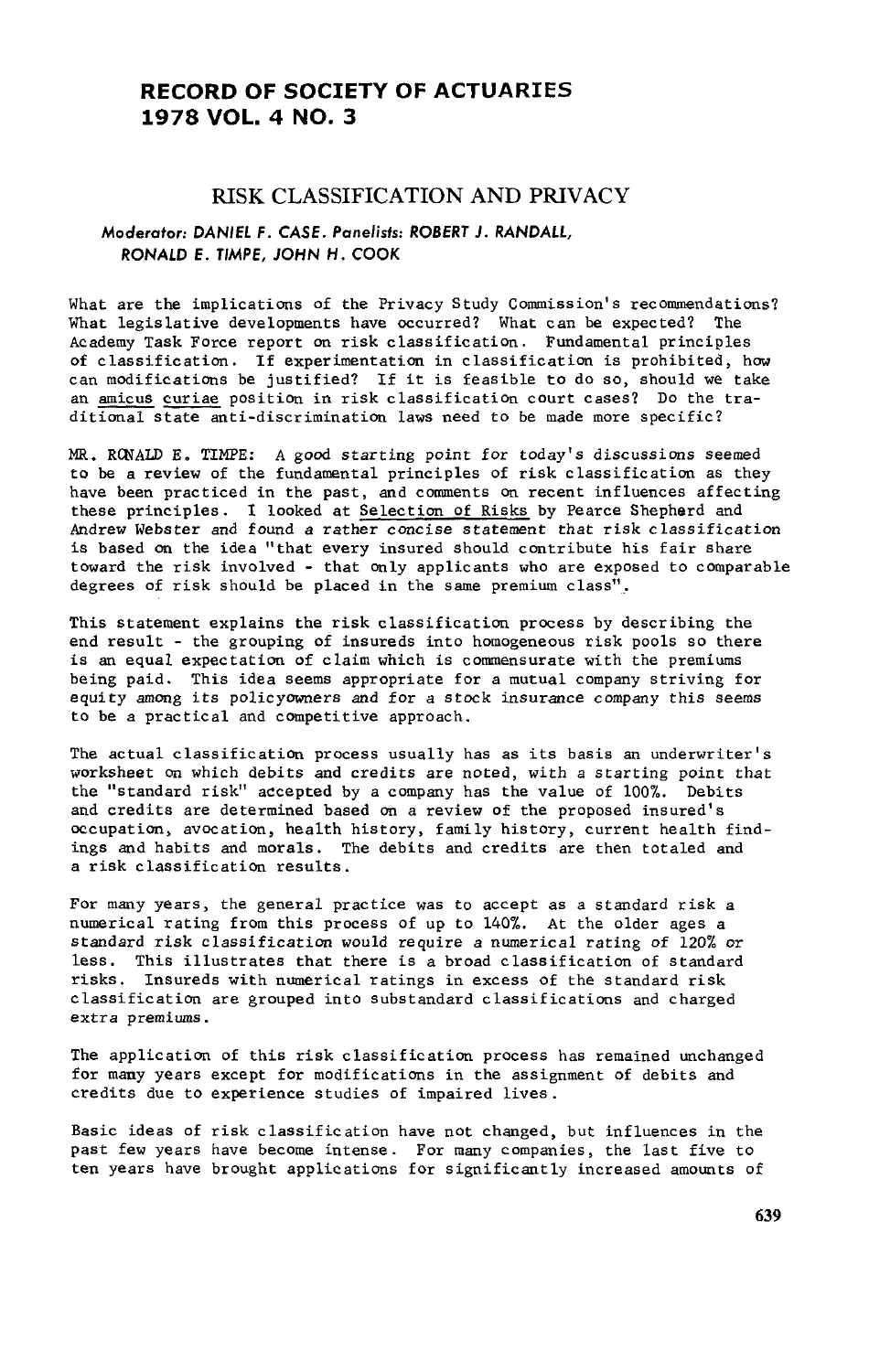# RECORD OF SOCIETY OF ACTUARIES
# 1978 VOL. 4 NO. 3

## RISK CLASSIFICATION AND PRIVACY

***Moderator: DANIEL F. CASE. Panelists: ROBERT J. RANDALL, RONALD E. TIMPE, JOHN H. COOK***

What are the implications of the Privacy Study Commission's recommendations? What legislative developments have occurred? What can be expected? The Academy Task Force report on risk classification. Fundamental principles of classification. If experimentation in classification is prohibited, how can modifications be justified? If it is feasible to do so, should we take an amicus curiae position in risk classification court cases? Do the traditional state anti-discrimination laws need to be made more specific?

MR. RONALD E. TIMPE: A good starting point for today's discussions seemed to be a review of the fundamental principles of risk classification as they have been practiced in the past, and comments on recent influences affecting these principles. I looked at Selection of Risks by Pearce Shepherd and Andrew Webster and found a rather concise statement that risk classification is based on the idea "that every insured should contribute his fair share toward the risk involved - that only applicants who are exposed to comparable degrees of risk should be placed in the same premium class".

This statement explains the risk classification process by describing the end result - the grouping of insureds into homogeneous risk pools so there is an equal expectation of claim which is commensurate with the premiums being paid. This idea seems appropriate for a mutual company striving for equity among its policyowners and for a stock insurance company this seems to be a practical and competitive approach.

The actual classification process usually has as its basis an underwriter's worksheet on which debits and credits are noted, with a starting point that the "standard risk" accepted by a company has the value of 100%. Debits and credits are determined based on a review of the proposed insured's occupation, avocation, health history, family history, current health findings and habits and morals. The debits and credits are then totaled and a risk classification results.

For many years, the general practice was to accept as a standard risk a numerical rating from this process of up to 140%. At the older ages a standard risk classification would require a numerical rating of 120% or less. This illustrates that there is a broad classification of standard risks. Insureds with numerical ratings in excess of the standard risk classification are grouped into substandard classifications and charged extra premiums.

The application of this risk classification process has remained unchanged for many years except for modifications in the assignment of debits and credits due to experience studies of impaired lives.

Basic ideas of risk classification have not changed, but influences in the past few years have become intense. For many companies, the last five to ten years have brought applications for significantly increased amounts of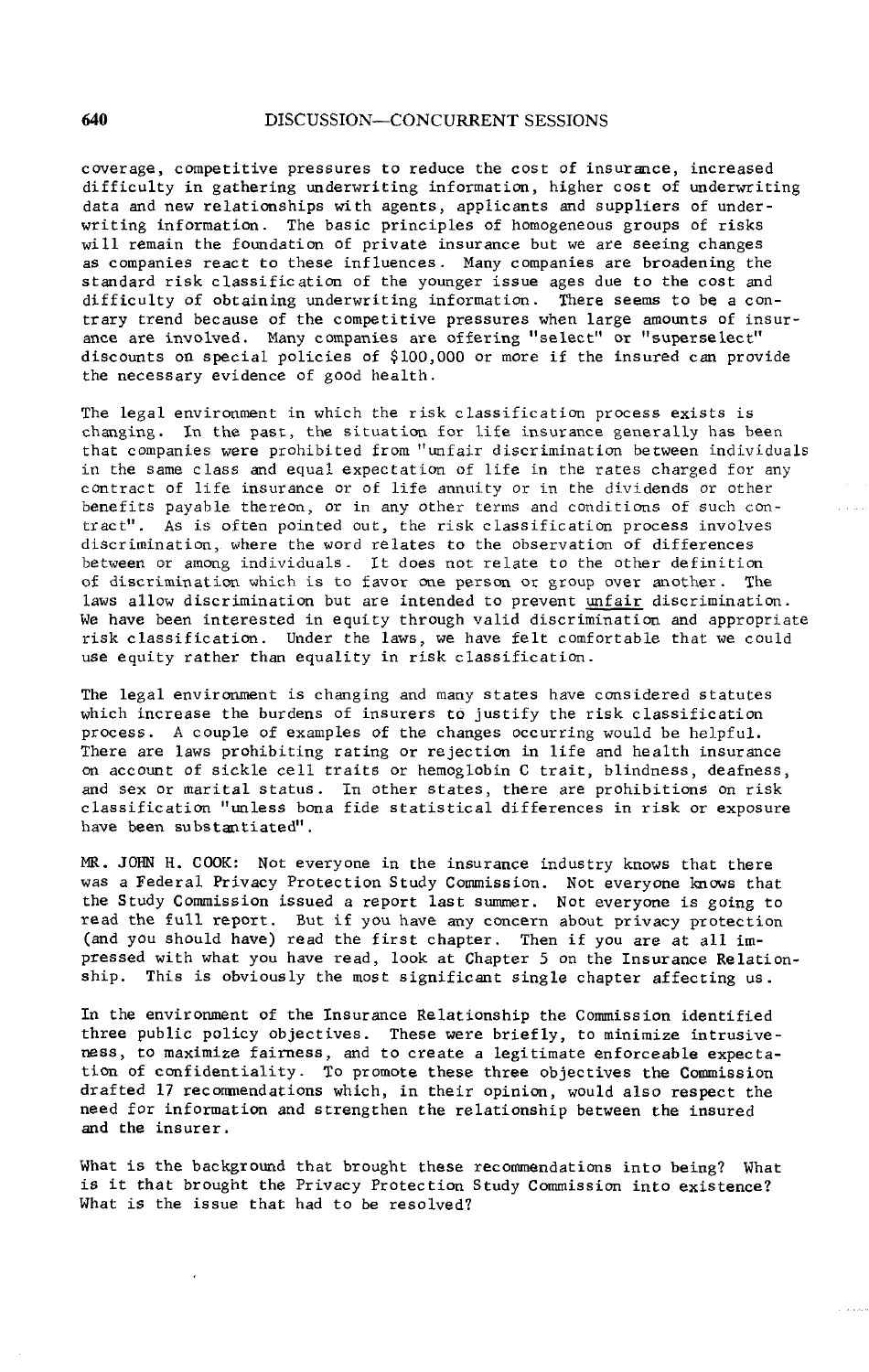coverage, competitive pressures to reduce the cost of insurance, increased difficulty in gathering underwriting information, higher cost of underwriting data and new relationships with agents, applicants and suppliers of underwriting information. The basic principles of homogeneous groups of risks will remain the foundation of private insurance but we are seeing changes as companies react to these influences. Many companies are broadening the standard risk classification of the younger issue ages due to the cost and difficulty of obtaining underwriting information. There seems to be a contrary trend because of the competitive pressures when large amounts of insurance are involved. Many companies are offering "select" or "superselect" discounts on special policies of $100,000 or more if the insured can provide the necessary evidence of good health.

The legal environment in which the risk classification process exists is changing. In the past, the situation for life insurance generally has been that companies were prohibited from "unfair discrimination between individuals in the same class and equal expectation of life in the rates charged for any contract of life insurance or of life annuity or in the dividends or other benefits payable thereon, or in any other terms and conditions of such contract". As is often pointed out, the risk classification process involves discrimination, where the word relates to the observation of differences between or among individuals. It does not relate to the other definition of discrimination which is to favor one person or group over another. The laws allow discrimination but are intended to prevent <u>unfair</u> discrimination. We have been interested in equity through valid discrimination and appropriate risk classification. Under the laws, we have felt comfortable that we could use equity rather than equality in risk classification.

The legal environment is changing and many states have considered statutes which increase the burdens of insurers to justify the risk classification process. A couple of examples of the changes occurring would be helpful. There are laws prohibiting rating or rejection in life and health insurance on account of sickle cell traits or hemoglobin C trait, blindness, deafness, and sex or marital status. In other states, there are prohibitions on risk classification "unless bona fide statistical differences in risk or exposure have been substantiated".

MR. JOHN H. COOK: Not everyone in the insurance industry knows that there was a Federal Privacy Protection Study Commission. Not everyone knows that the Study Commission issued a report last summer. Not everyone is going to read the full report. But if you have any concern about privacy protection (and you should have) read the first chapter. Then if you are at all impressed with what you have read, look at Chapter 5 on the Insurance Relationship. This is obviously the most significant single chapter affecting us.

In the environment of the Insurance Relationship the Commission identified three public policy objectives. These were briefly, to minimize intrusiveness, to maximize fairness, and to create a legitimate enforceable expectation of confidentiality. To promote these three objectives the Commission drafted 17 recommendations which, in their opinion, would also respect the need for information and strengthen the relationship between the insured and the insurer.

What is the background that brought these recommendations into being? What is it that brought the Privacy Protection Study Commission into existence? What is the issue that had to be resolved?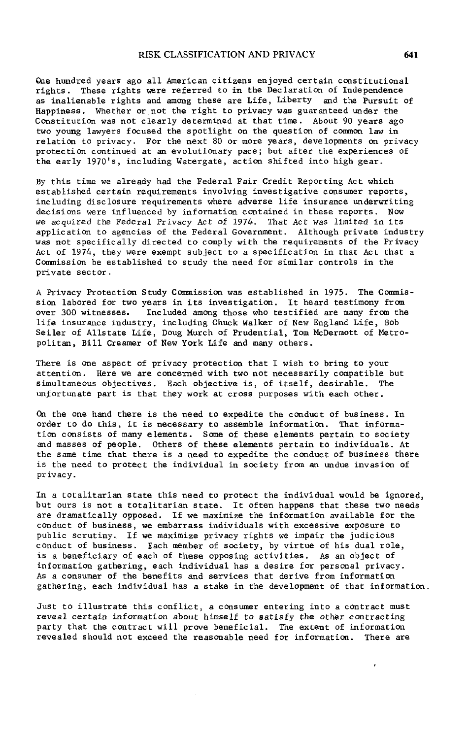One hundred years ago all American citizens enjoyed certain constitutional rights. These rights were referred to in the Declaration of Independence as inalienable rights and among these are Life, Liberty and the Pursuit of Happiness. Whether or not the right to privacy was guaranteed under the Constitution was not clearly determined at that time. About 90 years ago two young lawyers focused the spotlight on the question of common law in relation to privacy. For the next 80 or more years, developments on privacy protection continued at an evolutionary pace; but after the experiences of the early 1970's, including Watergate, action shifted into high gear.

By this time we already had the Federal Fair Credit Reporting Act which established certain requirements involving investigative consumer reports, including disclosure requirements where adverse life insurance underwriting decisions were influenced by information contained in these reports. Now we acquired the Federal Privacy Act of 1974. That Act was limited in its application to agencies of the Federal Government. Although private industry was not specifically directed to comply with the requirements of the Privacy Act of 1974, they were exempt subject to a specification in that Act that a Commission be established to study the need for similar controls in the private sector.

A Privacy Protection Study Commission was established in 1975. The Commission labored for two years in its investigation. It heard testimony from over 300 witnesses. Included among those who testified are many from the life insurance industry, including Chuck Walker of New England Life, Bob Seiler of Allstate Life, Doug Murch of Prudential, Tom McDermott of Metropolitan, Bill Creamer of New York Life and many others.

There is one aspect of privacy protection that I wish to bring to your attention. Here we are concerned with two not necessarily compatible but simultaneous objectives. Each objective is, of itself, desirable. The unfortunate part is that they work at cross purposes with each other.

On the one hand there is the need to expedite the conduct of business. In order to do this, it is necessary to assemble information. That information consists of many elements. Some of these elements pertain to society and masses of people. Others of these elements pertain to individuals. At the same time that there is a need to expedite the conduct of business there is the need to protect the individual in society from an undue invasion of privacy.

In a totalitarian state this need to protect the individual would be ignored, but ours is not a totalitarian state. It often happens that these two needs are dramatically opposed. If we maximize the information available for the conduct of business, we embarrass individuals with excessive exposure to public scrutiny. If we maximize privacy rights we impair the judicious conduct of business. Each member of society, by virtue of his dual role, is a beneficiary of each of these opposing activities. As an object of information gathering, each individual has a desire for personal privacy. As a consumer of the benefits and services that derive from information gathering, each individual has a stake in the development of that information.

Just to illustrate this conflict, a consumer entering into a contract must reveal certain information about himself to satisfy the other contracting party that the contract will prove beneficial. The extent of information revealed should not exceed the reasonable need for information. There are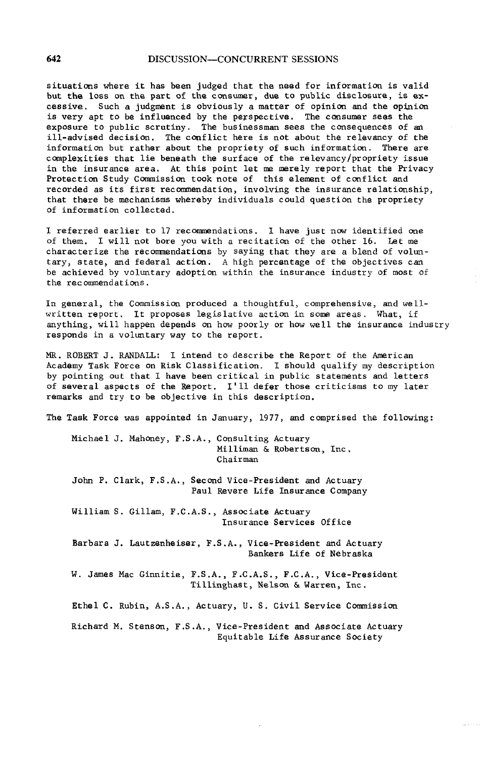situations where it has been judged that the need for information is valid but the loss on the part of the consumer, due to public disclosure, is excessive. Such a judgment is obviously a matter of opinion and the opinion is very apt to be influenced by the perspective. The consumer sees the exposure to public scrutiny. The businessman sees the consequences of an ill-advised decision. The conflict here is not about the relevancy of the information but rather about the propriety of such information. There are complexities that lie beneath the surface of the relevancy/propriety issue in the insurance area. At this point let me merely report that the Privacy Protection Study Commission took note of this element of conflict and recorded as its first recommendation, involving the insurance relationship, that there be mechanisms whereby individuals could question the propriety of information collected.

I referred earlier to 17 recommendations. I have just now identified one of them. I will not bore you with a recitation of the other 16. Let me characterize the recommendations by saying that they are a blend of voluntary, state, and federal action. A high percentage of the objectives can be achieved by voluntary adoption within the insurance industry of most of the recommendations.

In general, the Commission produced a thoughtful, comprehensive, and well-written report. It proposes legislative action in some areas. What, if anything, will happen depends on how poorly or how well the insurance industry responds in a voluntary way to the report.

MR. ROBERT J. RANDALL: I intend to describe the Report of the American Academy Task Force on Risk Classification. I should qualify my description by pointing out that I have been critical in public statements and letters of several aspects of the Report. I'll defer those criticisms to my later remarks and try to be objective in this description.

The Task Force was appointed in January, 1977, and comprised the following:

Michael J. Mahoney, F.S.A., Consulting Actuary
Milliman & Robertson, Inc.
Chairman

John P. Clark, F.S.A., Second Vice-President and Actuary
Paul Revere Life Insurance Company

William S. Gillam, F.C.A.S., Associate Actuary
Insurance Services Office

Barbara J. Lautzenheiser, F.S.A., Vice-President and Actuary
Bankers Life of Nebraska

W. James Mac Ginnitie, F.S.A., F.C.A.S., F.C.A., Vice-President
Tillinghast, Nelson & Warren, Inc.

Ethel C. Rubin, A.S.A., Actuary, U. S. Civil Service Commission

Richard M. Stenson, F.S.A., Vice-President and Associate Actuary
Equitable Life Assurance Society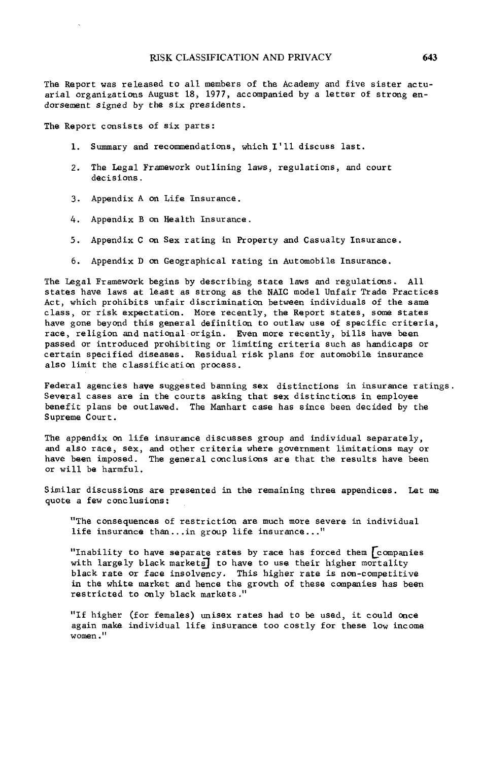The Report was released to all members of the Academy and five sister actuarial organizations August 18, 1977, accompanied by a letter of strong endorsement signed by the six presidents.

The Report consists of six parts:

1. Summary and recommendations, which I'll discuss last.
2. The Legal Framework outlining laws, regulations, and court decisions.
3. Appendix A on Life Insurance.
4. Appendix B on Health Insurance.
5. Appendix C on Sex rating in Property and Casualty Insurance.
6. Appendix D on Geographical rating in Automobile Insurance.

The Legal Framework begins by describing state laws and regulations. All states have laws at least as strong as the NAIC model Unfair Trade Practices Act, which prohibits unfair discrimination between individuals of the same class, or risk expectation. More recently, the Report states, some states have gone beyond this general definition to outlaw use of specific criteria, race, religion and national origin. Even more recently, bills have been passed or introduced prohibiting or limiting criteria such as handicaps or certain specified diseases. Residual risk plans for automobile insurance also limit the classification process.

Federal agencies have suggested banning sex distinctions in insurance ratings. Several cases are in the courts asking that sex distinctions in employee benefit plans be outlawed. The Manhart case has since been decided by the Supreme Court.

The appendix on life insurance discusses group and individual separately, and also race, sex, and other criteria where government limitations may or have been imposed. The general conclusions are that the results have been or will be harmful.

Similar discussions are presented in the remaining three appendices. Let me quote a few conclusions:

> "The consequences of restriction are much more severe in individual life insurance than...in group life insurance..."

> "Inability to have separate rates by race has forced them [companies with largely black markets] to have to use their higher mortality black rate or face insolvency. This higher rate is non-competitive in the white market and hence the growth of these companies has been restricted to only black markets."

> "If higher (for females) unisex rates had to be used, it could once again make individual life insurance too costly for these low income women."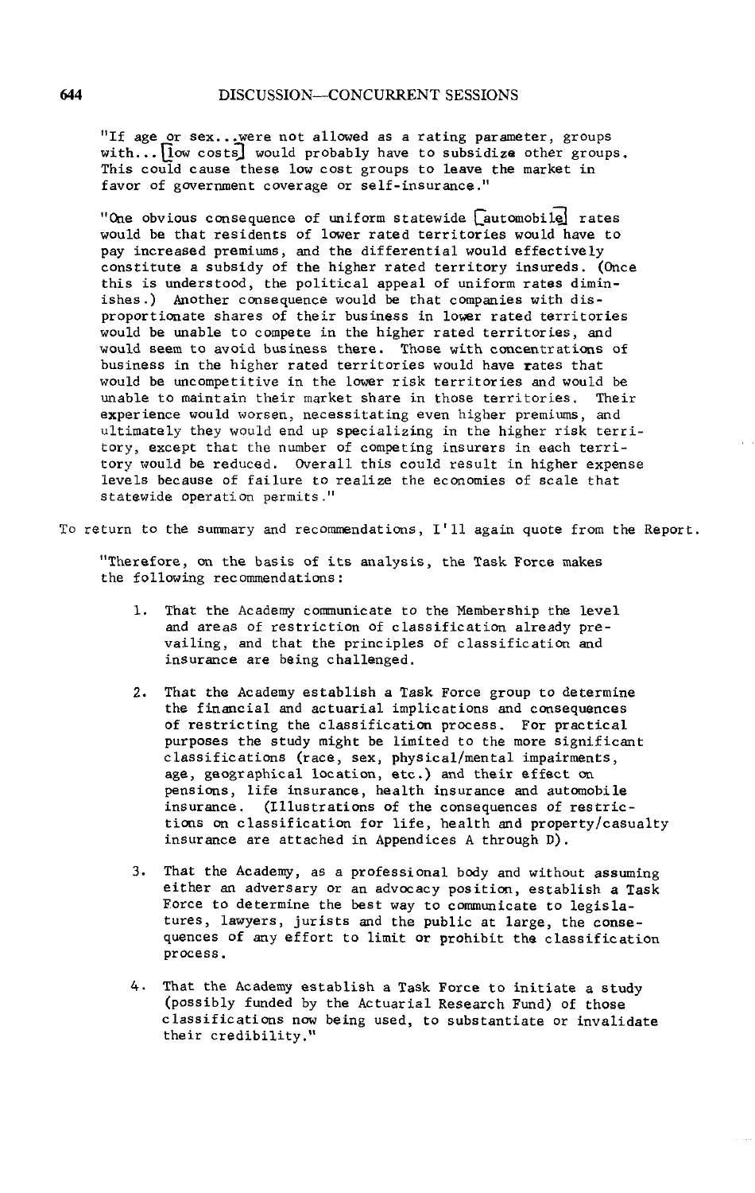"If age or sex...were not allowed as a rating parameter, groups with...[low costs] would probably have to subsidize other groups. This could cause these low cost groups to leave the market in favor of government coverage or self-insurance."

"One obvious consequence of uniform statewide [automobile] rates would be that residents of lower rated territories would have to pay increased premiums, and the differential would effectively constitute a subsidy of the higher rated territory insureds. (Once this is understood, the political appeal of uniform rates diminishes.) Another consequence would be that companies with disproportionate shares of their business in lower rated territories would be unable to compete in the higher rated territories, and would seem to avoid business there. Those with concentrations of business in the higher rated territories would have rates that would be uncompetitive in the lower risk territories and would be unable to maintain their market share in those territories. Their experience would worsen, necessitating even higher premiums, and ultimately they would end up specializing in the higher risk territory, except that the number of competing insurers in each territory would be reduced. Overall this could result in higher expense levels because of failure to realize the economies of scale that statewide operation permits."

To return to the summary and recommendations, I'll again quote from the Report.

"Therefore, on the basis of its analysis, the Task Force makes the following recommendations:

1. That the Academy communicate to the Membership the level and areas of restriction of classification already prevailing, and that the principles of classification and insurance are being challenged.

2. That the Academy establish a Task Force group to determine the financial and actuarial implications and consequences of restricting the classification process. For practical purposes the study might be limited to the more significant classifications (race, sex, physical/mental impairments, age, geographical location, etc.) and their effect on pensions, life insurance, health insurance and automobile insurance. (Illustrations of the consequences of restrictions on classification for life, health and property/casualty insurance are attached in Appendices A through D).

3. That the Academy, as a professional body and without assuming either an adversary or an advocacy position, establish a Task Force to determine the best way to communicate to legislatures, lawyers, jurists and the public at large, the consequences of any effort to limit or prohibit the classification process.

4. That the Academy establish a Task Force to initiate a study (possibly funded by the Actuarial Research Fund) of those classifications now being used, to substantiate or invalidate their credibility."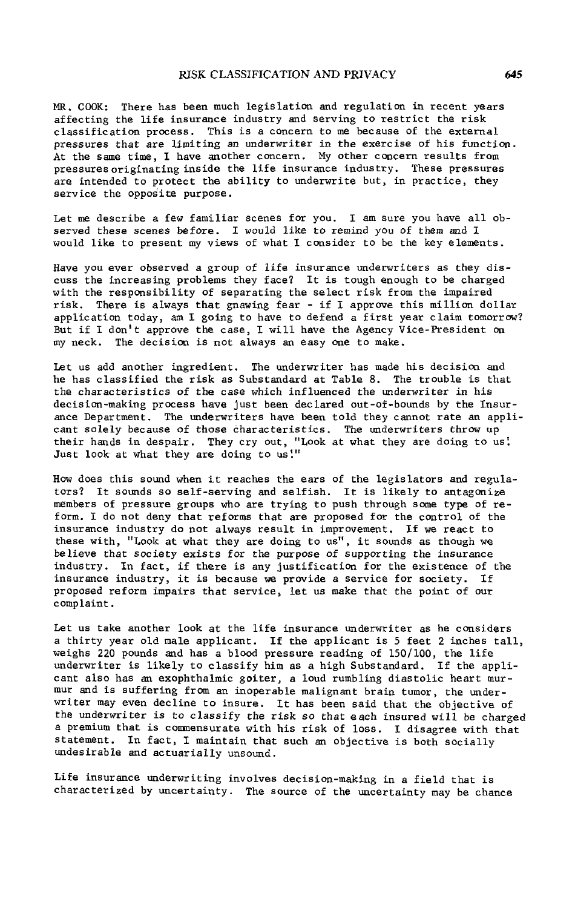MR. COOK: There has been much legislation and regulation in recent years affecting the life insurance industry and serving to restrict the risk classification process. This is a concern to me because of the external pressures that are limiting an underwriter in the exercise of his function. At the same time, I have another concern. My other concern results from pressures originating inside the life insurance industry. These pressures are intended to protect the ability to underwrite but, in practice, they service the opposite purpose.

Let me describe a few familiar scenes for you. I am sure you have all observed these scenes before. I would like to remind you of them and I would like to present my views of what I consider to be the key elements.

Have you ever observed a group of life insurance underwriters as they discuss the increasing problems they face? It is tough enough to be charged with the responsibility of separating the select risk from the impaired risk. There is always that gnawing fear - if I approve this million dollar application today, am I going to have to defend a first year claim tomorrow? But if I don't approve the case, I will have the Agency Vice-President on my neck. The decision is not always an easy one to make.

Let us add another ingredient. The underwriter has made his decision and he has classified the risk as Substandard at Table 8. The trouble is that the characteristics of the case which influenced the underwriter in his decision-making process have just been declared out-of-bounds by the Insurance Department. The underwriters have been told they cannot rate an applicant solely because of those characteristics. The underwriters throw up their hands in despair. They cry out, "Look at what they are doing to us! Just look at what they are doing to us!"

How does this sound when it reaches the ears of the legislators and regulators? It sounds so self-serving and selfish. It is likely to antagonize members of pressure groups who are trying to push through some type of reform. I do not deny that reforms that are proposed for the control of the insurance industry do not always result in improvement. If we react to these with, "Look at what they are doing to us", it sounds as though we believe that society exists for the purpose of supporting the insurance industry. In fact, if there is any justification for the existence of the insurance industry, it is because we provide a service for society. If proposed reform impairs that service, let us make that the point of our complaint.

Let us take another look at the life insurance underwriter as he considers a thirty year old male applicant. If the applicant is 5 feet 2 inches tall, weighs 220 pounds and has a blood pressure reading of 150/100, the life underwriter is likely to classify him as a high Substandard. If the applicant also has an exophthalmic goiter, a loud rumbling diastolic heart murmur and is suffering from an inoperable malignant brain tumor, the underwriter may even decline to insure. It has been said that the objective of the underwriter is to classify the risk so that each insured will be charged a premium that is commensurate with his risk of loss. I disagree with that statement. In fact, I maintain that such an objective is both socially undesirable and actuarially unsound.

Life insurance underwriting involves decision-making in a field that is characterized by uncertainty. The source of the uncertainty may be chance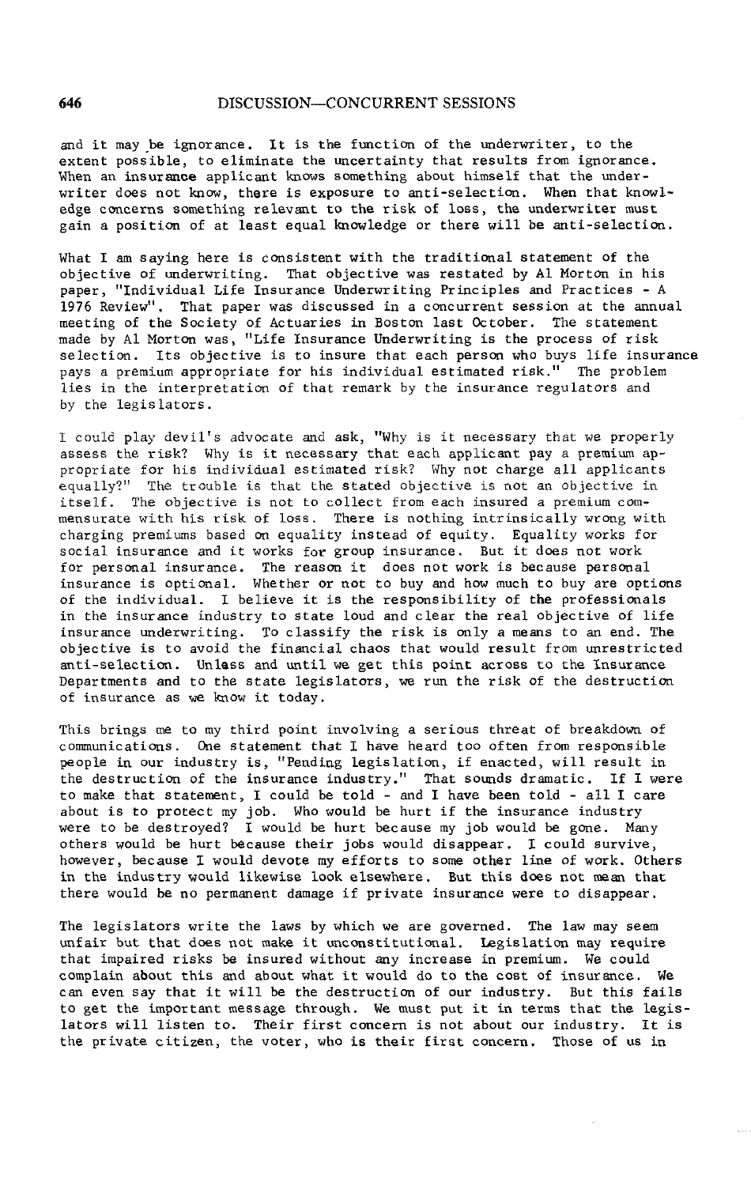and it may be ignorance. It is the function of the underwriter, to the extent possible, to eliminate the uncertainty that results from ignorance. When an insurance applicant knows something about himself that the underwriter does not know, there is exposure to anti-selection. When that knowledge concerns something relevant to the risk of loss, the underwriter must gain a position of at least equal knowledge or there will be anti-selection.

What I am saying here is consistent with the traditional statement of the objective of underwriting. That objective was restated by Al Morton in his paper, "Individual Life Insurance Underwriting Principles and Practices - A 1976 Review". That paper was discussed in a concurrent session at the annual meeting of the Society of Actuaries in Boston last October. The statement made by Al Morton was, "Life Insurance Underwriting is the process of risk selection. Its objective is to insure that each person who buys life insurance pays a premium appropriate for his individual estimated risk." The problem lies in the interpretation of that remark by the insurance regulators and by the legislators.

I could play devil's advocate and ask, "Why is it necessary that we properly assess the risk? Why is it necessary that each applicant pay a premium appropriate for his individual estimated risk? Why not charge all applicants equally?" The trouble is that the stated objective is not an objective in itself. The objective is not to collect from each insured a premium commensurate with his risk of loss. There is nothing intrinsically wrong with charging premiums based on equality instead of equity. Equality works for social insurance and it works for group insurance. But it does not work for personal insurance. The reason it does not work is because personal insurance is optional. Whether or not to buy and how much to buy are options of the individual. I believe it is the responsibility of the professionals in the insurance industry to state loud and clear the real objective of life insurance underwriting. To classify the risk is only a means to an end. The objective is to avoid the financial chaos that would result from unrestricted anti-selection. Unless and until we get this point across to the Insurance Departments and to the state legislators, we run the risk of the destruction of insurance as we know it today.

This brings me to my third point involving a serious threat of breakdown of communications. One statement that I have heard too often from responsible people in our industry is, "Pending legislation, if enacted, will result in the destruction of the insurance industry." That sounds dramatic. If I were to make that statement, I could be told - and I have been told - all I care about is to protect my job. Who would be hurt if the insurance industry were to be destroyed? I would be hurt because my job would be gone. Many others would be hurt because their jobs would disappear. I could survive, however, because I would devote my efforts to some other line of work. Others in the industry would likewise look elsewhere. But this does not mean that there would be no permanent damage if private insurance were to disappear.

The legislators write the laws by which we are governed. The law may seem unfair but that does not make it unconstitutional. Legislation may require that impaired risks be insured without any increase in premium. We could complain about this and about what it would do to the cost of insurance. We can even say that it will be the destruction of our industry. But this fails to get the important message through. We must put it in terms that the legislators will listen to. Their first concern is not about our industry. It is the private citizen, the voter, who is their first concern. Those of us in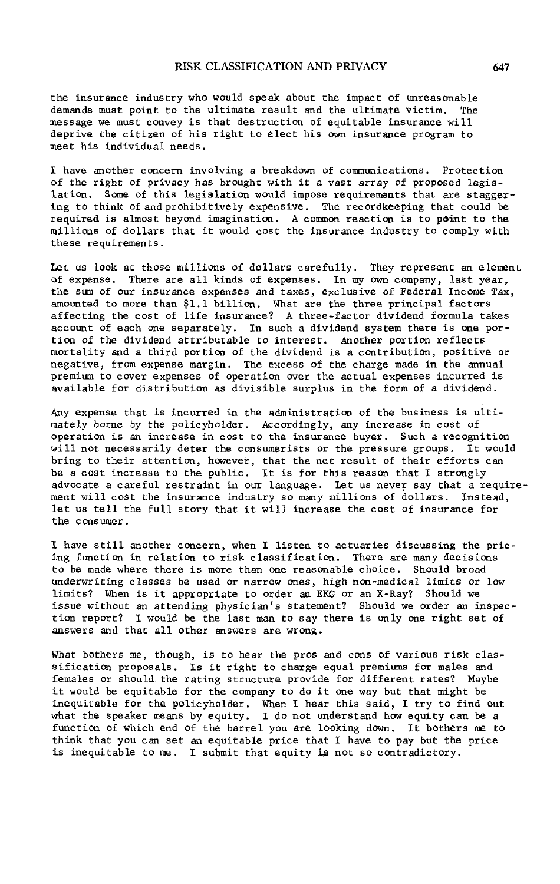the insurance industry who would speak about the impact of unreasonable demands must point to the ultimate result and the ultimate victim. The message we must convey is that destruction of equitable insurance will deprive the citizen of his right to elect his own insurance program to meet his individual needs.

I have another concern involving a breakdown of communications. Protection of the right of privacy has brought with it a vast array of proposed legislation. Some of this legislation would impose requirements that are staggering to think of and prohibitively expensive. The recordkeeping that could be required is almost beyond imagination. A common reaction is to point to the millions of dollars that it would cost the insurance industry to comply with these requirements.

Let us look at those millions of dollars carefully. They represent an element of expense. There are all kinds of expenses. In my own company, last year, the sum of our insurance expenses and taxes, exclusive of Federal Income Tax, amounted to more than $1.1 billion. What are the three principal factors affecting the cost of life insurance? A three-factor dividend formula takes account of each one separately. In such a dividend system there is one portion of the dividend attributable to interest. Another portion reflects mortality and a third portion of the dividend is a contribution, positive or negative, from expense margin. The excess of the charge made in the annual premium to cover expenses of operation over the actual expenses incurred is available for distribution as divisible surplus in the form of a dividend.

Any expense that is incurred in the administration of the business is ultimately borne by the policyholder. Accordingly, any increase in cost of operation is an increase in cost to the insurance buyer. Such a recognition will not necessarily deter the consumerists or the pressure groups. It would bring to their attention, however, that the net result of their efforts can be a cost increase to the public. It is for this reason that I strongly advocate a careful restraint in our language. Let us never say that a requirement will cost the insurance industry so many millions of dollars. Instead, let us tell the full story that it will increase the cost of insurance for the consumer.

I have still another concern, when I listen to actuaries discussing the pricing function in relation to risk classification. There are many decisions to be made where there is more than one reasonable choice. Should broad underwriting classes be used or narrow ones, high non-medical limits or low limits? When is it appropriate to order an EKG or an X-Ray? Should we issue without an attending physician's statement? Should we order an inspection report? I would be the last man to say there is only one right set of answers and that all other answers are wrong.

What bothers me, though, is to hear the pros and cons of various risk classification proposals. Is it right to charge equal premiums for males and females or should the rating structure provide for different rates? Maybe it would be equitable for the company to do it one way but that might be inequitable for the policyholder. When I hear this said, I try to find out what the speaker means by equity. I do not understand how equity can be a function of which end of the barrel you are looking down. It bothers me to think that you can set an equitable price that I have to pay but the price is inequitable to me. I submit that equity is not so contradictory.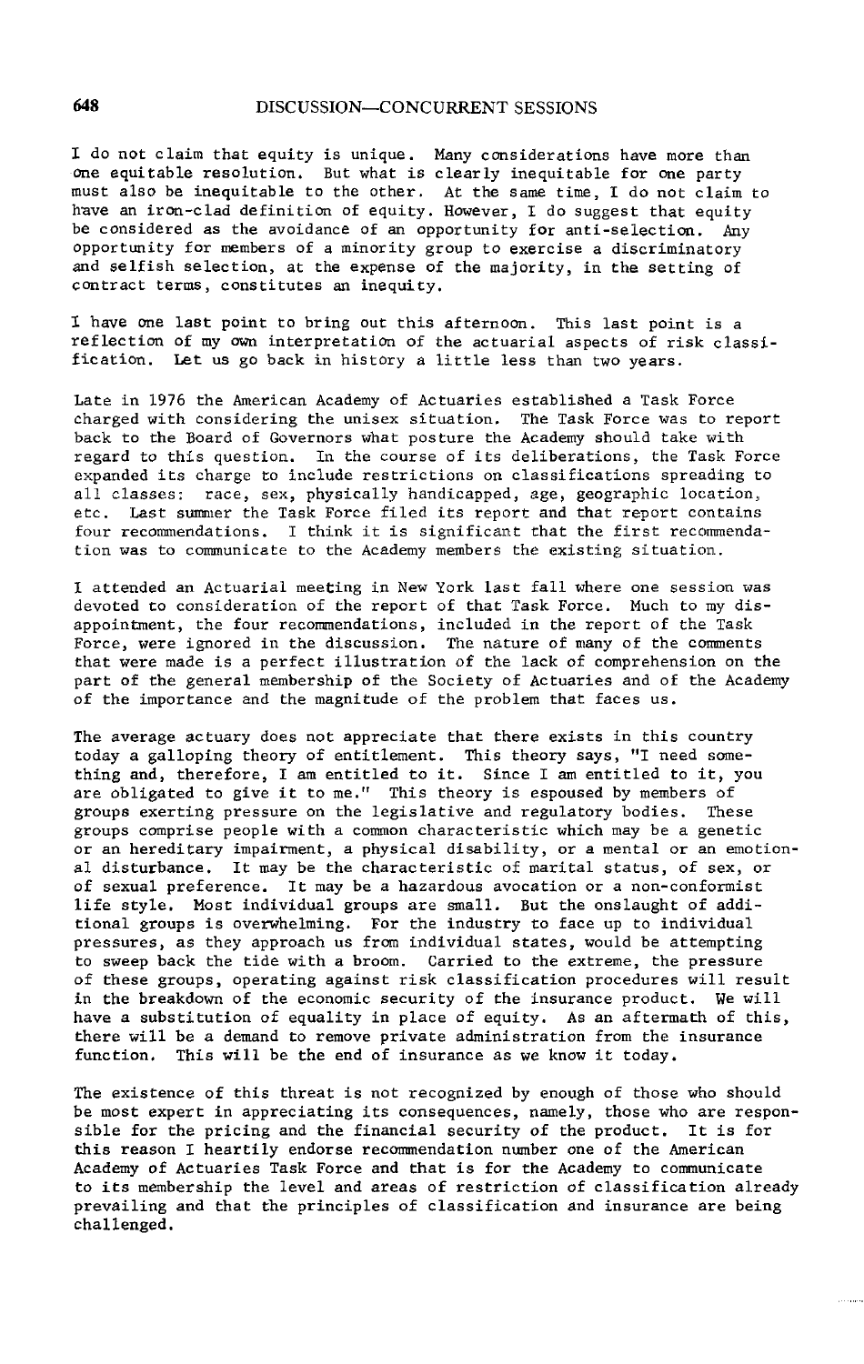I do not claim that equity is unique. Many considerations have more than one equitable resolution. But what is clearly inequitable for one party must also be inequitable to the other. At the same time, I do not claim to have an iron-clad definition of equity. However, I do suggest that equity be considered as the avoidance of an opportunity for anti-selection. Any opportunity for members of a minority group to exercise a discriminatory and selfish selection, at the expense of the majority, in the setting of contract terms, constitutes an inequity.

I have one last point to bring out this afternoon. This last point is a reflection of my own interpretation of the actuarial aspects of risk classification. Let us go back in history a little less than two years.

Late in 1976 the American Academy of Actuaries established a Task Force charged with considering the unisex situation. The Task Force was to report back to the Board of Governors what posture the Academy should take with regard to this question. In the course of its deliberations, the Task Force expanded its charge to include restrictions on classifications spreading to all classes: race, sex, physically handicapped, age, geographic location, etc. Last summer the Task Force filed its report and that report contains four recommendations. I think it is significant that the first recommendation was to communicate to the Academy members the existing situation.

I attended an Actuarial meeting in New York last fall where one session was devoted to consideration of the report of that Task Force. Much to my disappointment, the four recommendations, included in the report of the Task Force, were ignored in the discussion. The nature of many of the comments that were made is a perfect illustration of the lack of comprehension on the part of the general membership of the Society of Actuaries and of the Academy of the importance and the magnitude of the problem that faces us.

The average actuary does not appreciate that there exists in this country today a galloping theory of entitlement. This theory says, "I need something and, therefore, I am entitled to it. Since I am entitled to it, you are obligated to give it to me." This theory is espoused by members of groups exerting pressure on the legislative and regulatory bodies. These groups comprise people with a common characteristic which may be a genetic or an hereditary impairment, a physical disability, or a mental or an emotional disturbance. It may be the characteristic of marital status, of sex, or of sexual preference. It may be a hazardous avocation or a non-conformist life style. Most individual groups are small. But the onslaught of additional groups is overwhelming. For the industry to face up to individual pressures, as they approach us from individual states, would be attempting to sweep back the tide with a broom. Carried to the extreme, the pressure of these groups, operating against risk classification procedures will result in the breakdown of the economic security of the insurance product. We will have a substitution of equality in place of equity. As an aftermath of this, there will be a demand to remove private administration from the insurance function. This will be the end of insurance as we know it today.

The existence of this threat is not recognized by enough of those who should be most expert in appreciating its consequences, namely, those who are responsible for the pricing and the financial security of the product. It is for this reason I heartily endorse recommendation number one of the American Academy of Actuaries Task Force and that is for the Academy to communicate to its membership the level and areas of restriction of classification already prevailing and that the principles of classification and insurance are being challenged.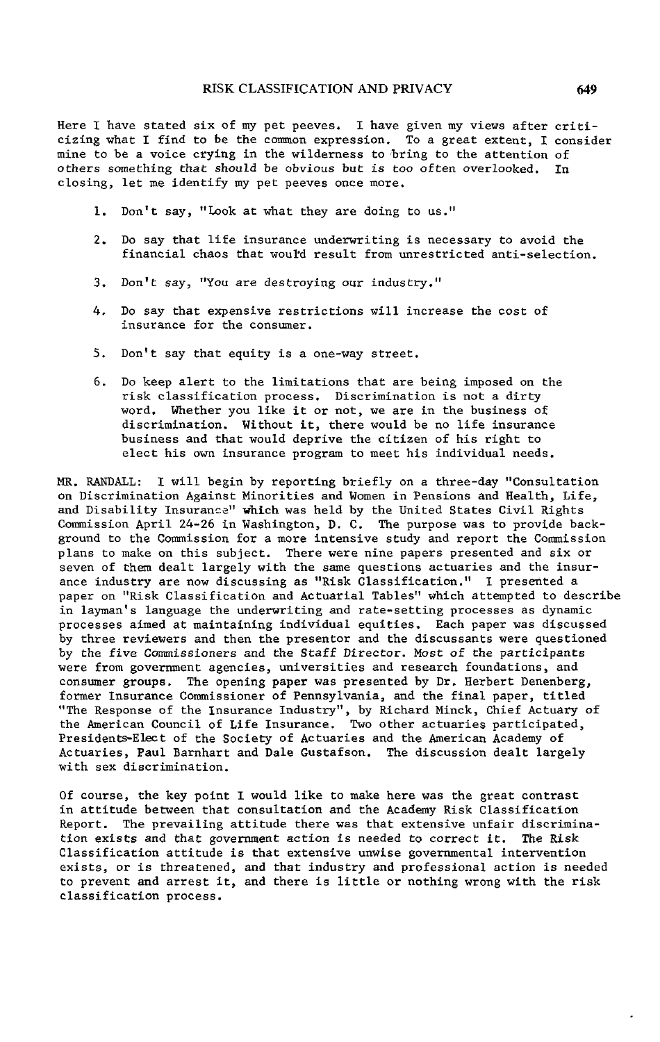Here I have stated six of my pet peeves. I have given my views after criticizing what I find to be the common expression. To a great extent, I consider mine to be a voice crying in the wilderness to bring to the attention of others something that should be obvious but is too often overlooked. In closing, let me identify my pet peeves once more.

1. Don't say, "Look at what they are doing to us."

2. Do say that life insurance underwriting is necessary to avoid the financial chaos that would result from unrestricted anti-selection.

3. Don't say, "You are destroying our industry."

4. Do say that expensive restrictions will increase the cost of insurance for the consumer.

5. Don't say that equity is a one-way street.

6. Do keep alert to the limitations that are being imposed on the risk classification process. Discrimination is not a dirty word. Whether you like it or not, we are in the business of discrimination. Without it, there would be no life insurance business and that would deprive the citizen of his right to elect his own insurance program to meet his individual needs.

MR. RANDALL: I will begin by reporting briefly on a three-day "Consultation on Discrimination Against Minorities and Women in Pensions and Health, Life, and Disability Insurance" which was held by the United States Civil Rights Commission April 24-26 in Washington, D. C. The purpose was to provide background to the Commission for a more intensive study and report the Commission plans to make on this subject. There were nine papers presented and six or seven of them dealt largely with the same questions actuaries and the insurance industry are now discussing as "Risk Classification." I presented a paper on "Risk Classification and Actuarial Tables" which attempted to describe in layman's language the underwriting and rate-setting processes as dynamic processes aimed at maintaining individual equities. Each paper was discussed by three reviewers and then the presentor and the discussants were questioned by the five Commissioners and the Staff Director. Most of the participants were from government agencies, universities and research foundations, and consumer groups. The opening paper was presented by Dr. Herbert Denenberg, former Insurance Commissioner of Pennsylvania, and the final paper, titled "The Response of the Insurance Industry", by Richard Minck, Chief Actuary of the American Council of Life Insurance. Two other actuaries participated, Presidents-Elect of the Society of Actuaries and the American Academy of Actuaries, Paul Barnhart and Dale Gustafson. The discussion dealt largely with sex discrimination.

Of course, the key point I would like to make here was the great contrast in attitude between that consultation and the Academy Risk Classification Report. The prevailing attitude there was that extensive unfair discrimination exists and that government action is needed to correct it. The Risk Classification attitude is that extensive unwise governmental intervention exists, or is threatened, and that industry and professional action is needed to prevent and arrest it, and there is little or nothing wrong with the risk classification process.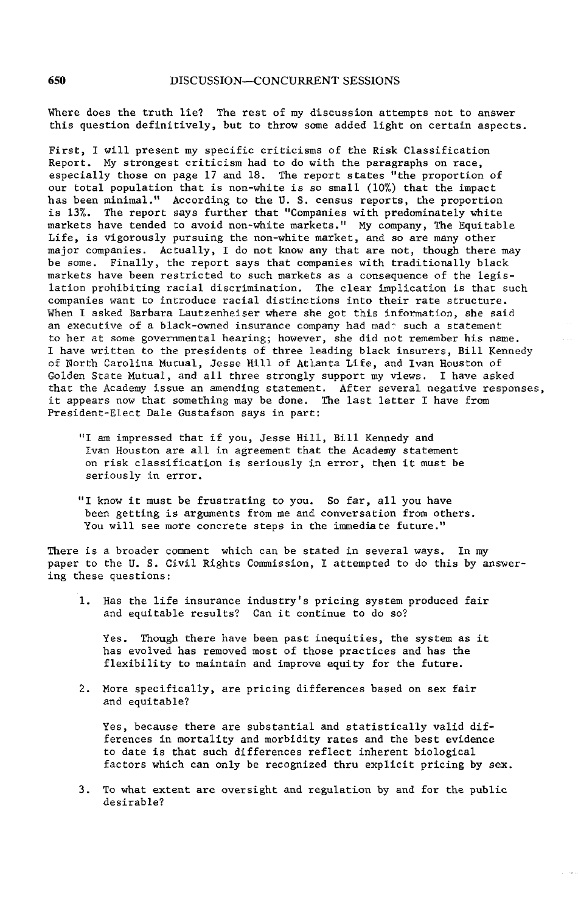Where does the truth lie? The rest of my discussion attempts not to answer this question definitively, but to throw some added light on certain aspects.

First, I will present my specific criticisms of the Risk Classification Report. My strongest criticism had to do with the paragraphs on race, especially those on page 17 and 18. The report states "the proportion of our total population that is non-white is so small (10%) that the impact has been minimal." According to the U. S. census reports, the proportion is 13%. The report says further that "Companies with predominately white markets have tended to avoid non-white markets." My company, The Equitable Life, is vigorously pursuing the non-white market, and so are many other major companies. Actually, I do not know any that are not, though there may be some. Finally, the report says that companies with traditionally black markets have been restricted to such markets as a consequence of the legislation prohibiting racial discrimination. The clear implication is that such companies want to introduce racial distinctions into their rate structure. When I asked Barbara Lautzenheiser where she got this information, she said an executive of a black-owned insurance company had made such a statement to her at some governmental hearing; however, she did not remember his name. I have written to the presidents of three leading black insurers, Bill Kennedy of North Carolina Mutual, Jesse Hill of Atlanta Life, and Ivan Houston of Golden State Mutual, and all three strongly support my views. I have asked that the Academy issue an amending statement. After several negative responses, it appears now that something may be done. The last letter I have from President-Elect Dale Gustafson says in part:

> "I am impressed that if you, Jesse Hill, Bill Kennedy and Ivan Houston are all in agreement that the Academy statement on risk classification is seriously in error, then it must be seriously in error.
>
> "I know it must be frustrating to you. So far, all you have been getting is arguments from me and conversation from others. You will see more concrete steps in the immediate future."

There is a broader comment which can be stated in several ways. In my paper to the U. S. Civil Rights Commission, I attempted to do this by answering these questions:

1. Has the life insurance industry's pricing system produced fair and equitable results? Can it continue to do so?

   Yes. Though there have been past inequities, the system as it has evolved has removed most of those practices and has the flexibility to maintain and improve equity for the future.

2. More specifically, are pricing differences based on sex fair and equitable?

   Yes, because there are substantial and statistically valid differences in mortality and morbidity rates and the best evidence to date is that such differences reflect inherent biological factors which can only be recognized thru explicit pricing by sex.

3. To what extent are oversight and regulation by and for the public desirable?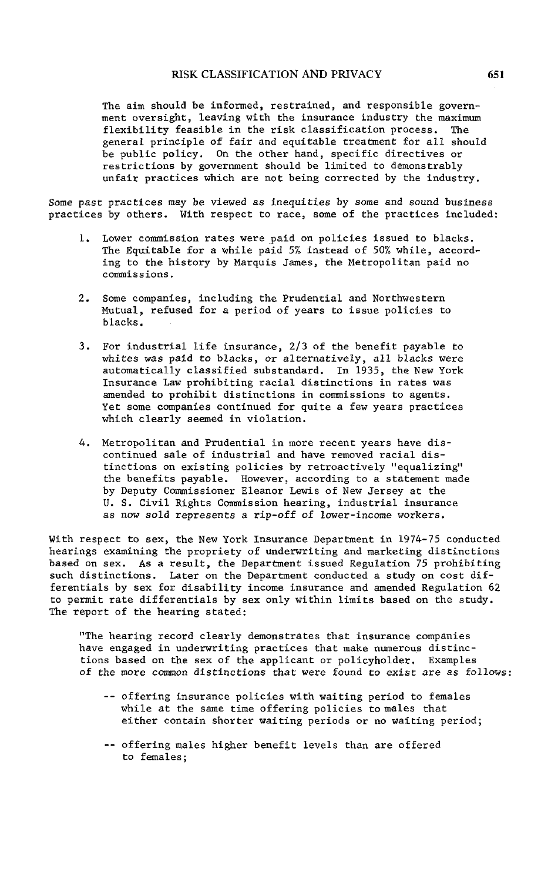> The aim should be informed, restrained, and responsible government oversight, leaving with the insurance industry the maximum flexibility feasible in the risk classification process. The general principle of fair and equitable treatment for all should be public policy. On the other hand, specific directives or restrictions by government should be limited to demonstrably unfair practices which are not being corrected by the industry.

Some past practices may be viewed as inequities by some and sound business practices by others. With respect to race, some of the practices included:

1. Lower commission rates were paid on policies issued to blacks. The Equitable for a while paid 5% instead of 50% while, according to the history by Marquis James, the Metropolitan paid no commissions.

2. Some companies, including the Prudential and Northwestern Mutual, refused for a period of years to issue policies to blacks.

3. For industrial life insurance, 2/3 of the benefit payable to whites was paid to blacks, or alternatively, all blacks were automatically classified substandard. In 1935, the New York Insurance Law prohibiting racial distinctions in rates was amended to prohibit distinctions in commissions to agents. Yet some companies continued for quite a few years practices which clearly seemed in violation.

4. Metropolitan and Prudential in more recent years have discontinued sale of industrial and have removed racial distinctions on existing policies by retroactively "equalizing" the benefits payable. However, according to a statement made by Deputy Commissioner Eleanor Lewis of New Jersey at the U. S. Civil Rights Commission hearing, industrial insurance as now sold represents a rip-off of lower-income workers.

With respect to sex, the New York Insurance Department in 1974-75 conducted hearings examining the propriety of underwriting and marketing distinctions based on sex. As a result, the Department issued Regulation 75 prohibiting such distinctions. Later on the Department conducted a study on cost differentials by sex for disability income insurance and amended Regulation 62 to permit rate differentials by sex only within limits based on the study. The report of the hearing stated:

> "The hearing record clearly demonstrates that insurance companies have engaged in underwriting practices that make numerous distinctions based on the sex of the applicant or policyholder. Examples of the more common distinctions that were found to exist are as follows:
>
> -- offering insurance policies with waiting period to females while at the same time offering policies to males that either contain shorter waiting periods or no waiting period;
>
> -- offering males higher benefit levels than are offered to females;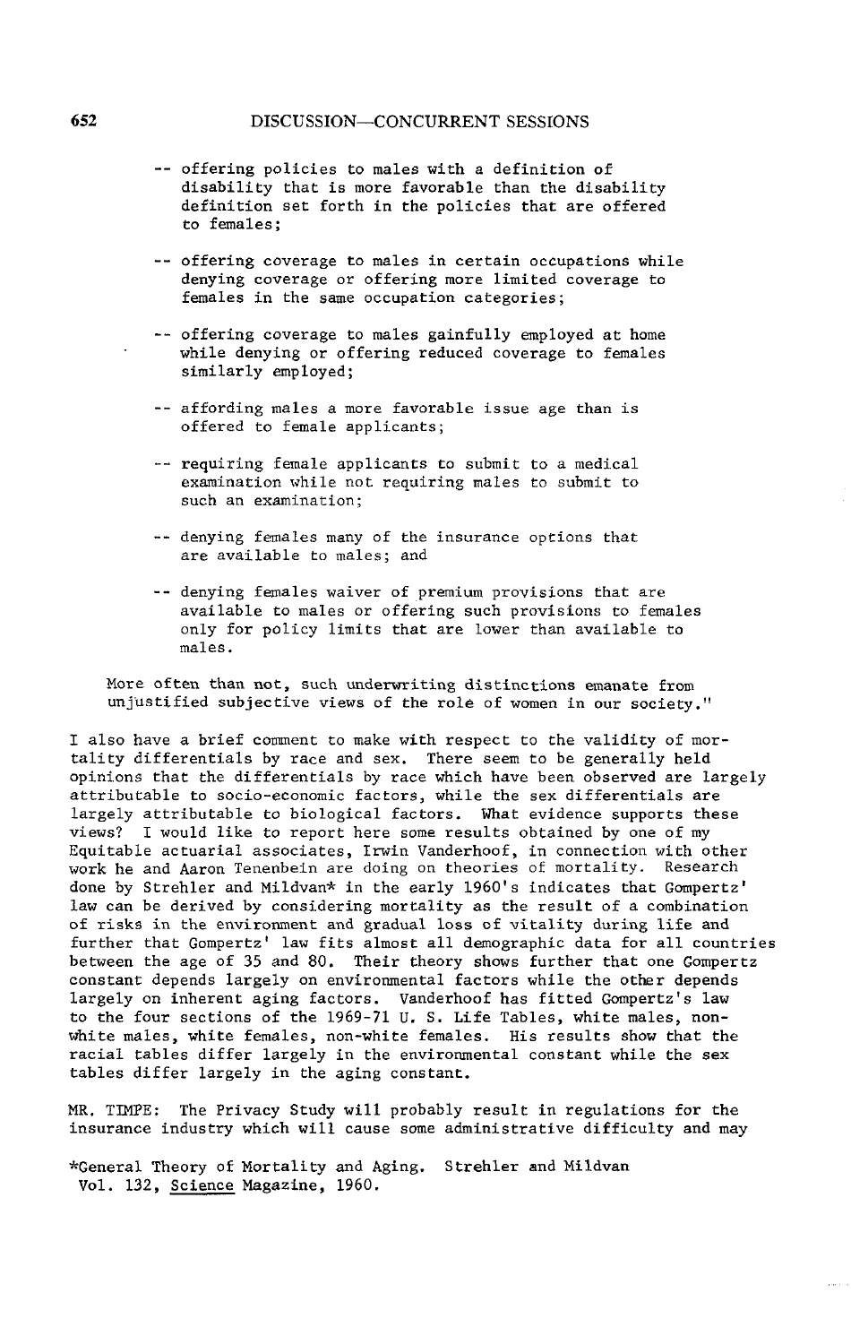-- offering policies to males with a definition of disability that is more favorable than the disability definition set forth in the policies that are offered to females;

-- offering coverage to males in certain occupations while denying coverage or offering more limited coverage to females in the same occupation categories;

-- offering coverage to males gainfully employed at home while denying or offering reduced coverage to females similarly employed;

-- affording males a more favorable issue age than is offered to female applicants;

-- requiring female applicants to submit to a medical examination while not requiring males to submit to such an examination;

-- denying females many of the insurance options that are available to males; and

-- denying females waiver of premium provisions that are available to males or offering such provisions to females only for policy limits that are lower than available to males.

More often than not, such underwriting distinctions emanate from unjustified subjective views of the role of women in our society."

I also have a brief comment to make with respect to the validity of mortality differentials by race and sex. There seem to be generally held opinions that the differentials by race which have been observed are largely attributable to socio-economic factors, while the sex differentials are largely attributable to biological factors. What evidence supports these views? I would like to report here some results obtained by one of my Equitable actuarial associates, Irwin Vanderhoof, in connection with other work he and Aaron Tenenbein are doing on theories of mortality. Research done by Strehler and Mildvan* in the early 1960's indicates that Gompertz' law can be derived by considering mortality as the result of a combination of risks in the environment and gradual loss of vitality during life and further that Gompertz' law fits almost all demographic data for all countries between the age of 35 and 80. Their theory shows further that one Gompertz constant depends largely on environmental factors while the other depends largely on inherent aging factors. Vanderhoof has fitted Gompertz's law to the four sections of the 1969-71 U. S. Life Tables, white males, non-white males, white females, non-white females. His results show that the racial tables differ largely in the environmental constant while the sex tables differ largely in the aging constant.

MR. TIMPE: The Privacy Study will probably result in regulations for the insurance industry which will cause some administrative difficulty and may

*General Theory of Mortality and Aging. Strehler and Mildvan Vol. 132, Science Magazine, 1960.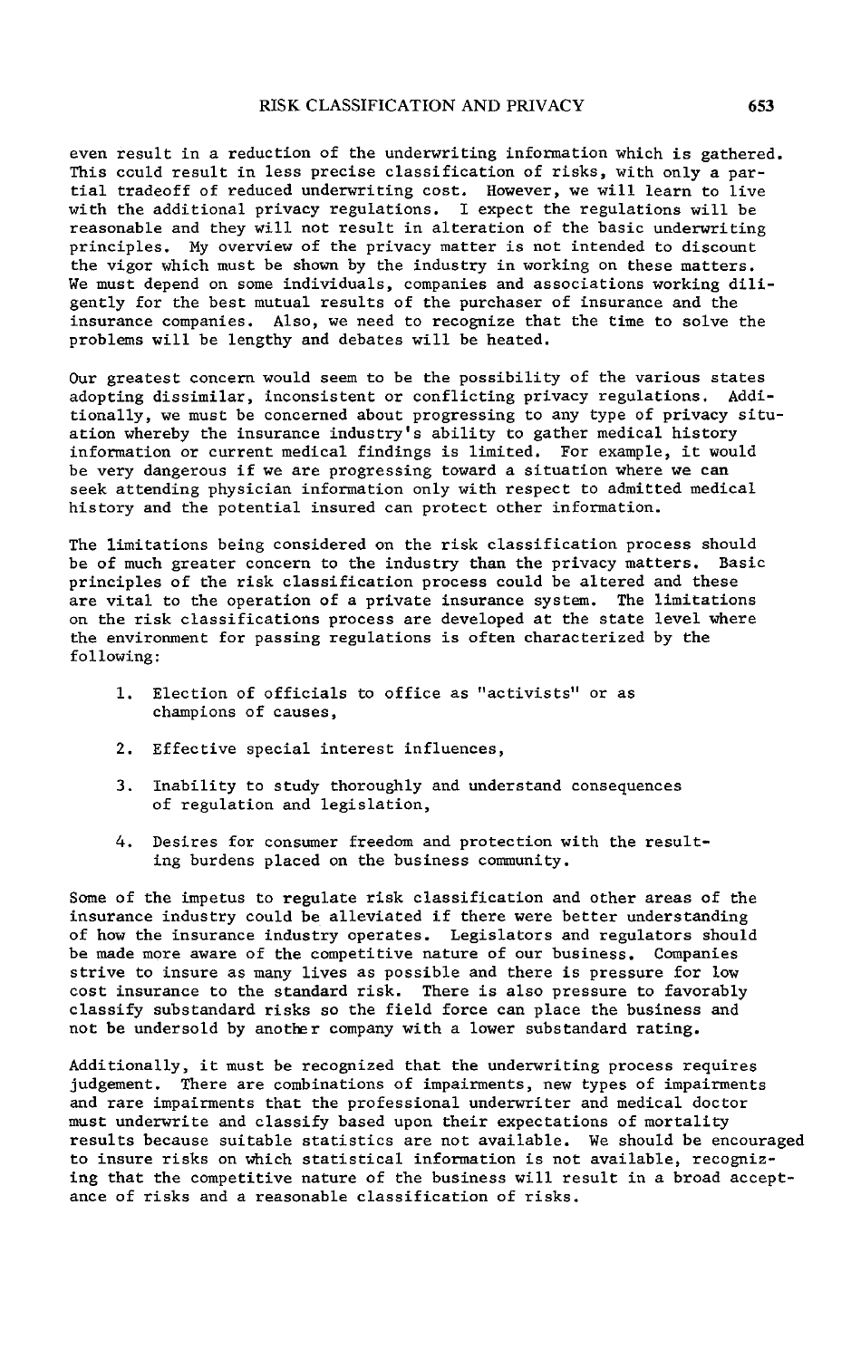even result in a reduction of the underwriting information which is gathered. This could result in less precise classification of risks, with only a partial tradeoff of reduced underwriting cost. However, we will learn to live with the additional privacy regulations. I expect the regulations will be reasonable and they will not result in alteration of the basic underwriting principles. My overview of the privacy matter is not intended to discount the vigor which must be shown by the industry in working on these matters. We must depend on some individuals, companies and associations working diligently for the best mutual results of the purchaser of insurance and the insurance companies. Also, we need to recognize that the time to solve the problems will be lengthy and debates will be heated.

Our greatest concern would seem to be the possibility of the various states adopting dissimilar, inconsistent or conflicting privacy regulations. Additionally, we must be concerned about progressing to any type of privacy situation whereby the insurance industry's ability to gather medical history information or current medical findings is limited. For example, it would be very dangerous if we are progressing toward a situation where we can seek attending physician information only with respect to admitted medical history and the potential insured can protect other information.

The limitations being considered on the risk classification process should be of much greater concern to the industry than the privacy matters. Basic principles of the risk classification process could be altered and these are vital to the operation of a private insurance system. The limitations on the risk classifications process are developed at the state level where the environment for passing regulations is often characterized by the following:

1. Election of officials to office as "activists" or as champions of causes,
2. Effective special interest influences,
3. Inability to study thoroughly and understand consequences of regulation and legislation,
4. Desires for consumer freedom and protection with the resulting burdens placed on the business community.

Some of the impetus to regulate risk classification and other areas of the insurance industry could be alleviated if there were better understanding of how the insurance industry operates. Legislators and regulators should be made more aware of the competitive nature of our business. Companies strive to insure as many lives as possible and there is pressure for low cost insurance to the standard risk. There is also pressure to favorably classify substandard risks so the field force can place the business and not be undersold by another company with a lower substandard rating.

Additionally, it must be recognized that the underwriting process requires judgement. There are combinations of impairments, new types of impairments and rare impairments that the professional underwriter and medical doctor must underwrite and classify based upon their expectations of mortality results because suitable statistics are not available. We should be encouraged to insure risks on which statistical information is not available, recognizing that the competitive nature of the business will result in a broad acceptance of risks and a reasonable classification of risks.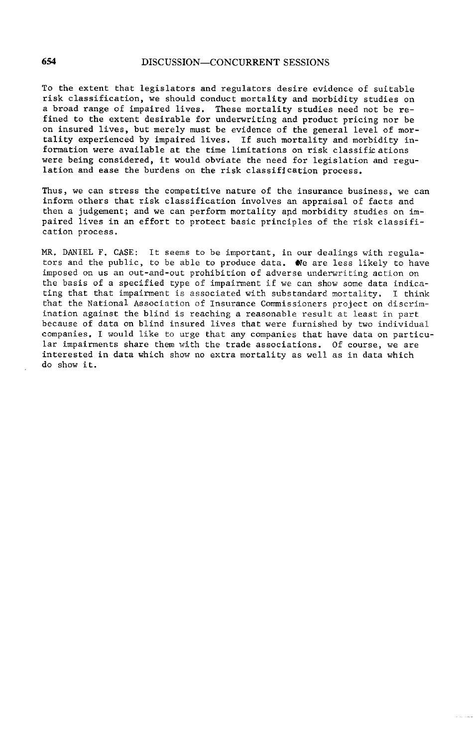To the extent that legislators and regulators desire evidence of suitable risk classification, we should conduct mortality and morbidity studies on a broad range of impaired lives. These mortality studies need not be refined to the extent desirable for underwriting and product pricing nor be on insured lives, but merely must be evidence of the general level of mortality experienced by impaired lives. If such mortality and morbidity information were available at the time limitations on risk classifications were being considered, it would obviate the need for legislation and regulation and ease the burdens on the risk classification process.

Thus, we can stress the competitive nature of the insurance business, we can inform others that risk classification involves an appraisal of facts and then a judgement; and we can perform mortality and morbidity studies on impaired lives in an effort to protect basic principles of the risk classification process.

MR. DANIEL F. CASE: It seems to be important, in our dealings with regulators and the public, to be able to produce data. We are less likely to have imposed on us an out-and-out prohibition of adverse underwriting action on the basis of a specified type of impairment if we can show some data indicating that that impairment is associated with substandard mortality. I think that the National Association of Insurance Commissioners project on discrimination against the blind is reaching a reasonable result at least in part because of data on blind insured lives that were furnished by two individual companies. I would like to urge that any companies that have data on particular impairments share them with the trade associations. Of course, we are interested in data which show no extra mortality as well as in data which do show it.